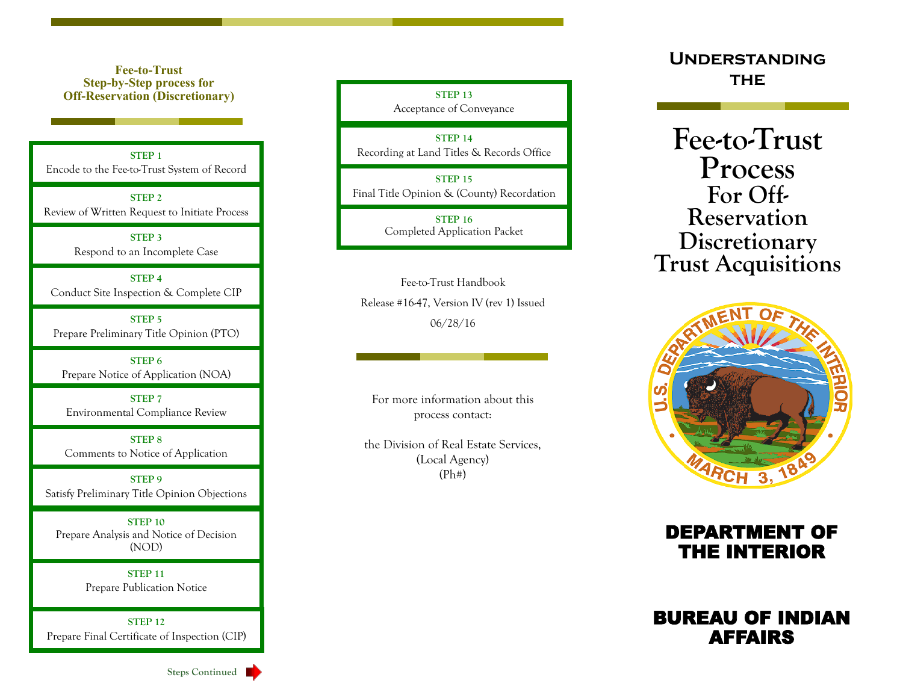## Fee-to-Trust Step-by-Step process for Off-Reservation (Discretionary)

**STEP 1**
Encode to the Fee-to-Trust System of Record

**STEP 2**
Review of Written Request to Initiate Process

**STEP 3**
Respond to an Incomplete Case

**STEP 4**
Conduct Site Inspection & Complete CIP

**STEP 5**
Prepare Preliminary Title Opinion (PTO)

**STEP 6**
Prepare Notice of Application (NOA)

**STEP 7**
Environmental Compliance Review

**STEP 8**
Comments to Notice of Application

**STEP 9**
Satisfy Preliminary Title Opinion Objections

**STEP 10**
Prepare Analysis and Notice of Decision (NOD)

**STEP 11**
Prepare Publication Notice

**STEP 12**
Prepare Final Certificate of Inspection (CIP)

Steps Continued

**STEP 13**
Acceptance of Conveyance

**STEP 14**
Recording at Land Titles & Records Office

**STEP 15**
Final Title Opinion & (County) Recordation

**STEP 16**
Completed Application Packet

Fee-to-Trust Handbook

Release #16-47, Version IV (rev 1) Issued

06/28/16

For more information about this process contact:

the Division of Real Estate Services,
(Local Agency)
(Ph#)

### Understanding the

# Fee-to-Trust Process For Off-Reservation Discretionary Trust Acquisitions

U.S. DEPARTMENT OF THE INTERIOR
MARCH 3, 1849

## DEPARTMENT OF THE INTERIOR

## BUREAU OF INDIAN AFFAIRS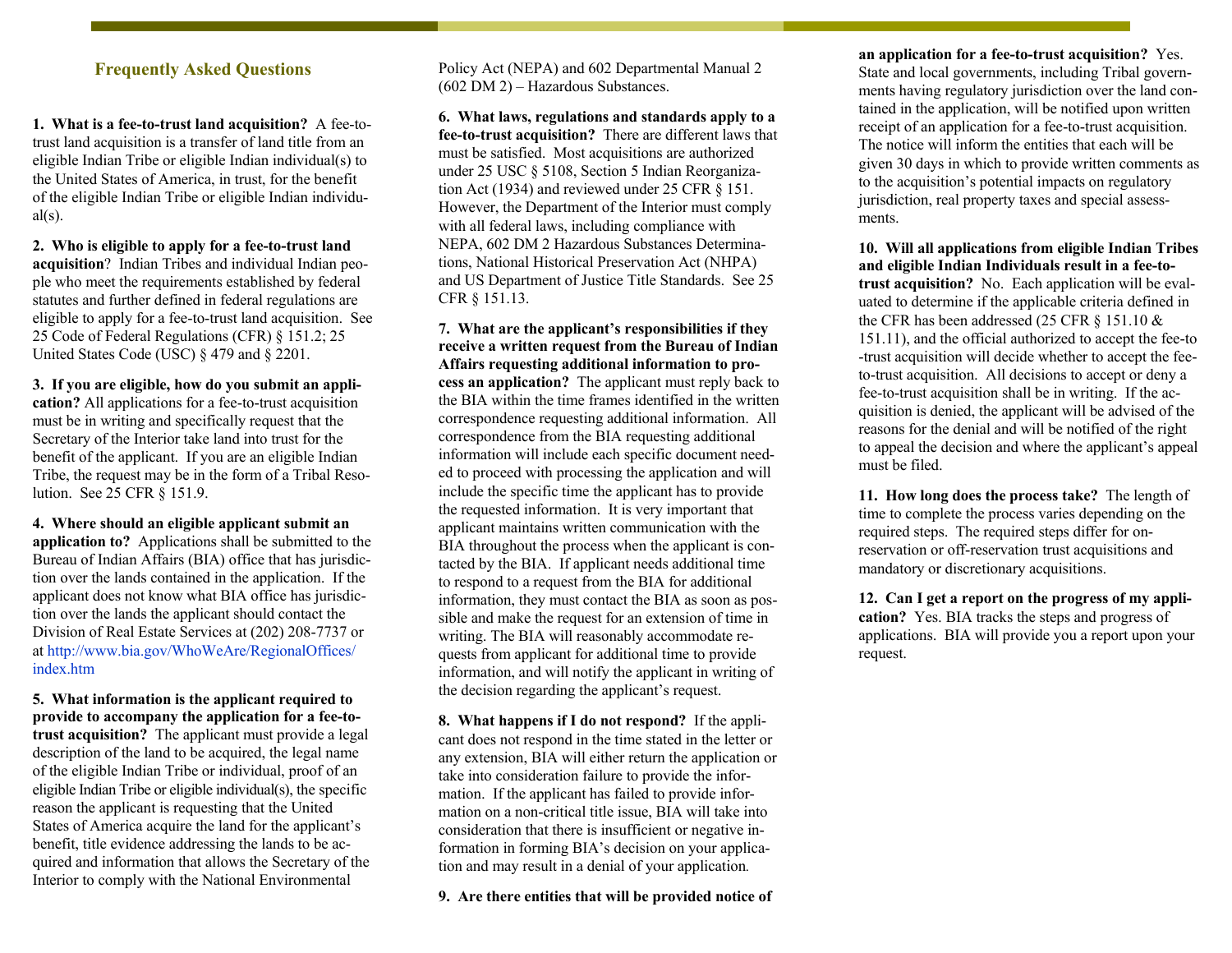## Frequently Asked Questions

**1. What is a fee-to-trust land acquisition?** A fee-to-trust land acquisition is a transfer of land title from an eligible Indian Tribe or eligible Indian individual(s) to the United States of America, in trust, for the benefit of the eligible Indian Tribe or eligible Indian individual(s).

**2. Who is eligible to apply for a fee-to-trust land acquisition**? Indian Tribes and individual Indian people who meet the requirements established by federal statutes and further defined in federal regulations are eligible to apply for a fee-to-trust land acquisition. See 25 Code of Federal Regulations (CFR) § 151.2; 25 United States Code (USC) § 479 and § 2201.

**3. If you are eligible, how do you submit an application?** All applications for a fee-to-trust acquisition must be in writing and specifically request that the Secretary of the Interior take land into trust for the benefit of the applicant. If you are an eligible Indian Tribe, the request may be in the form of a Tribal Resolution. See 25 CFR § 151.9.

**4. Where should an eligible applicant submit an application to?** Applications shall be submitted to the Bureau of Indian Affairs (BIA) office that has jurisdiction over the lands contained in the application. If the applicant does not know what BIA office has jurisdiction over the lands the applicant should contact the Division of Real Estate Services at (202) 208-7737 or at http://www.bia.gov/WhoWeAre/RegionalOffices/index.htm

**5. What information is the applicant required to provide to accompany the application for a fee-to-trust acquisition?** The applicant must provide a legal description of the land to be acquired, the legal name of the eligible Indian Tribe or individual, proof of an eligible Indian Tribe or eligible individual(s), the specific reason the applicant is requesting that the United States of America acquire the land for the applicant's benefit, title evidence addressing the lands to be acquired and information that allows the Secretary of the Interior to comply with the National Environmental Policy Act (NEPA) and 602 Departmental Manual 2 (602 DM 2) – Hazardous Substances.

**6. What laws, regulations and standards apply to a fee-to-trust acquisition?** There are different laws that must be satisfied. Most acquisitions are authorized under 25 USC § 5108, Section 5 Indian Reorganization Act (1934) and reviewed under 25 CFR § 151. However, the Department of the Interior must comply with all federal laws, including compliance with NEPA, 602 DM 2 Hazardous Substances Determinations, National Historical Preservation Act (NHPA) and US Department of Justice Title Standards. See 25 CFR § 151.13.

**7. What are the applicant's responsibilities if they receive a written request from the Bureau of Indian Affairs requesting additional information to process an application?** The applicant must reply back to the BIA within the time frames identified in the written correspondence requesting additional information. All correspondence from the BIA requesting additional information will include each specific document needed to proceed with processing the application and will include the specific time the applicant has to provide the requested information. It is very important that applicant maintains written communication with the BIA throughout the process when the applicant is contacted by the BIA. If applicant needs additional time to respond to a request from the BIA for additional information, they must contact the BIA as soon as possible and make the request for an extension of time in writing. The BIA will reasonably accommodate requests from applicant for additional time to provide information, and will notify the applicant in writing of the decision regarding the applicant's request.

**8. What happens if I do not respond?** If the applicant does not respond in the time stated in the letter or any extension, BIA will either return the application or take into consideration failure to provide the information. If the applicant has failed to provide information on a non-critical title issue, BIA will take into consideration that there is insufficient or negative information in forming BIA's decision on your application and may result in a denial of your application.

**9. Are there entities that will be provided notice of an application for a fee-to-trust acquisition?** Yes. State and local governments, including Tribal governments having regulatory jurisdiction over the land contained in the application, will be notified upon written receipt of an application for a fee-to-trust acquisition. The notice will inform the entities that each will be given 30 days in which to provide written comments as to the acquisition's potential impacts on regulatory jurisdiction, real property taxes and special assessments.

**10. Will all applications from eligible Indian Tribes and eligible Indian Individuals result in a fee-to-trust acquisition?** No. Each application will be evaluated to determine if the applicable criteria defined in the CFR has been addressed (25 CFR § 151.10 & 151.11), and the official authorized to accept the fee-to-trust acquisition will decide whether to accept the fee-to-trust acquisition. All decisions to accept or deny a fee-to-trust acquisition shall be in writing. If the acquisition is denied, the applicant will be advised of the reasons for the denial and will be notified of the right to appeal the decision and where the applicant's appeal must be filed.

**11. How long does the process take?** The length of time to complete the process varies depending on the required steps. The required steps differ for on-reservation or off-reservation trust acquisitions and mandatory or discretionary acquisitions.

**12. Can I get a report on the progress of my application?** Yes. BIA tracks the steps and progress of applications. BIA will provide you a report upon your request.